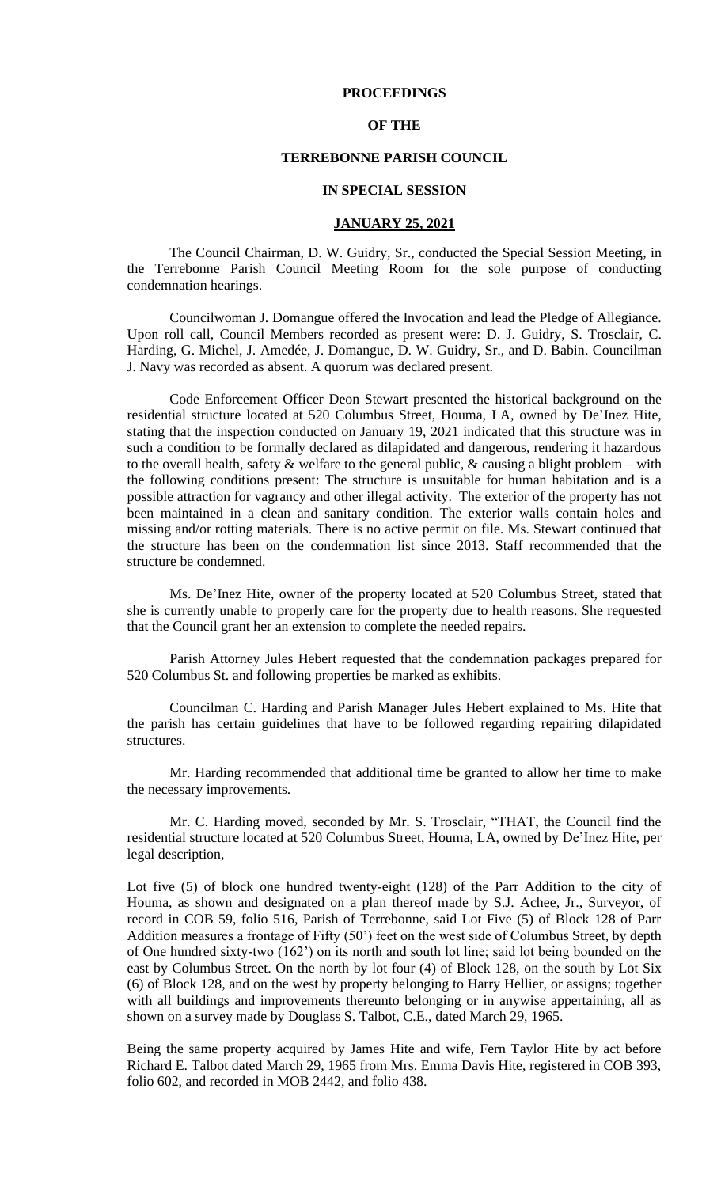**PROCEEDINGS**

**OF THE**

**TERREBONNE PARISH COUNCIL**

**IN SPECIAL SESSION**

**JANUARY 25, 2021**

The Council Chairman, D. W. Guidry, Sr., conducted the Special Session Meeting, in the Terrebonne Parish Council Meeting Room for the sole purpose of conducting condemnation hearings.

Councilwoman J. Domangue offered the Invocation and lead the Pledge of Allegiance. Upon roll call, Council Members recorded as present were: D. J. Guidry, S. Trosclair, C. Harding, G. Michel, J. Amedée, J. Domangue, D. W. Guidry, Sr., and D. Babin. Councilman J. Navy was recorded as absent. A quorum was declared present.

Code Enforcement Officer Deon Stewart presented the historical background on the residential structure located at 520 Columbus Street, Houma, LA, owned by De'Inez Hite, stating that the inspection conducted on January 19, 2021 indicated that this structure was in such a condition to be formally declared as dilapidated and dangerous, rendering it hazardous to the overall health, safety & welfare to the general public, & causing a blight problem – with the following conditions present: The structure is unsuitable for human habitation and is a possible attraction for vagrancy and other illegal activity. The exterior of the property has not been maintained in a clean and sanitary condition. The exterior walls contain holes and missing and/or rotting materials. There is no active permit on file. Ms. Stewart continued that the structure has been on the condemnation list since 2013. Staff recommended that the structure be condemned.

Ms. De'Inez Hite, owner of the property located at 520 Columbus Street, stated that she is currently unable to properly care for the property due to health reasons. She requested that the Council grant her an extension to complete the needed repairs.

Parish Attorney Jules Hebert requested that the condemnation packages prepared for 520 Columbus St. and following properties be marked as exhibits.

Councilman C. Harding and Parish Manager Jules Hebert explained to Ms. Hite that the parish has certain guidelines that have to be followed regarding repairing dilapidated structures.

Mr. Harding recommended that additional time be granted to allow her time to make the necessary improvements.

Mr. C. Harding moved, seconded by Mr. S. Trosclair, "THAT, the Council find the residential structure located at 520 Columbus Street, Houma, LA, owned by De'Inez Hite, per legal description,

Lot five (5) of block one hundred twenty-eight (128) of the Parr Addition to the city of Houma, as shown and designated on a plan thereof made by S.J. Achee, Jr., Surveyor, of record in COB 59, folio 516, Parish of Terrebonne, said Lot Five (5) of Block 128 of Parr Addition measures a frontage of Fifty (50') feet on the west side of Columbus Street, by depth of One hundred sixty-two (162') on its north and south lot line; said lot being bounded on the east by Columbus Street. On the north by lot four (4) of Block 128, on the south by Lot Six (6) of Block 128, and on the west by property belonging to Harry Hellier, or assigns; together with all buildings and improvements thereunto belonging or in anywise appertaining, all as shown on a survey made by Douglass S. Talbot, C.E., dated March 29, 1965.

Being the same property acquired by James Hite and wife, Fern Taylor Hite by act before Richard E. Talbot dated March 29, 1965 from Mrs. Emma Davis Hite, registered in COB 393, folio 602, and recorded in MOB 2442, and folio 438.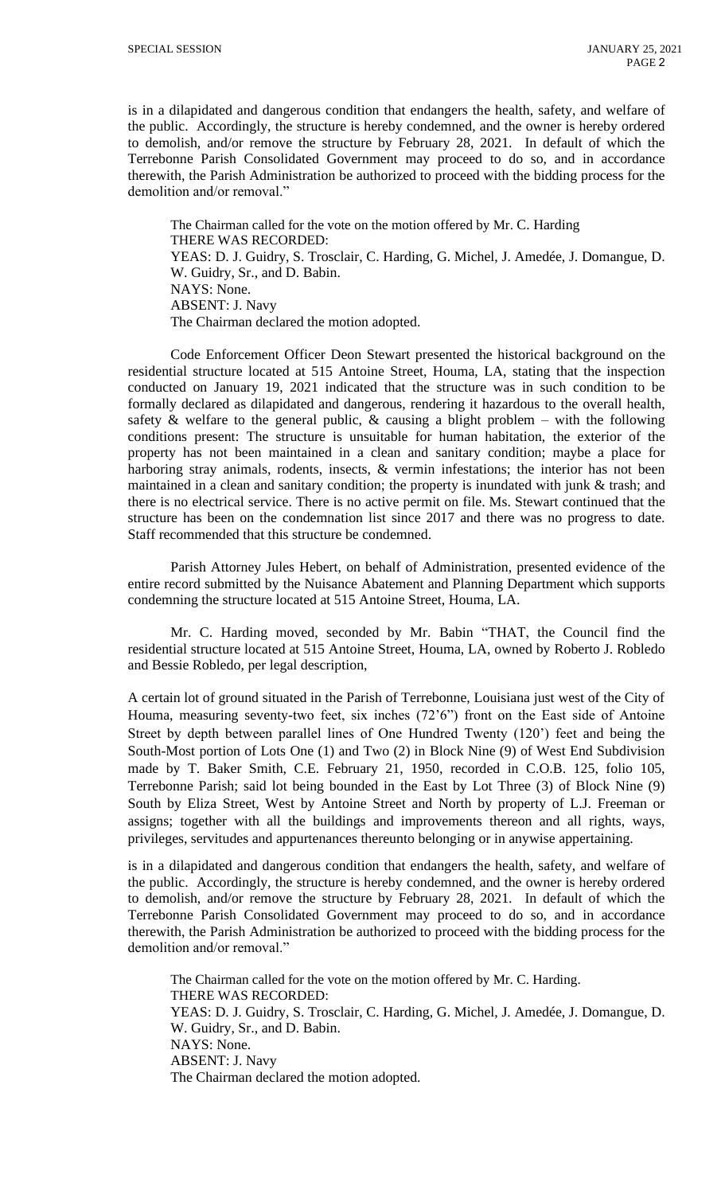is in a dilapidated and dangerous condition that endangers the health, safety, and welfare of the public. Accordingly, the structure is hereby condemned, and the owner is hereby ordered to demolish, and/or remove the structure by February 28, 2021. In default of which the Terrebonne Parish Consolidated Government may proceed to do so, and in accordance therewith, the Parish Administration be authorized to proceed with the bidding process for the demolition and/or removal."

The Chairman called for the vote on the motion offered by Mr. C. Harding
THERE WAS RECORDED:
YEAS: D. J. Guidry, S. Trosclair, C. Harding, G. Michel, J. Amedée, J. Domangue, D. W. Guidry, Sr., and D. Babin.
NAYS: None.
ABSENT: J. Navy
The Chairman declared the motion adopted.

Code Enforcement Officer Deon Stewart presented the historical background on the residential structure located at 515 Antoine Street, Houma, LA, stating that the inspection conducted on January 19, 2021 indicated that the structure was in such condition to be formally declared as dilapidated and dangerous, rendering it hazardous to the overall health, safety & welfare to the general public, & causing a blight problem – with the following conditions present: The structure is unsuitable for human habitation, the exterior of the property has not been maintained in a clean and sanitary condition; maybe a place for harboring stray animals, rodents, insects, & vermin infestations; the interior has not been maintained in a clean and sanitary condition; the property is inundated with junk & trash; and there is no electrical service. There is no active permit on file. Ms. Stewart continued that the structure has been on the condemnation list since 2017 and there was no progress to date. Staff recommended that this structure be condemned.

Parish Attorney Jules Hebert, on behalf of Administration, presented evidence of the entire record submitted by the Nuisance Abatement and Planning Department which supports condemning the structure located at 515 Antoine Street, Houma, LA.

Mr. C. Harding moved, seconded by Mr. Babin "THAT, the Council find the residential structure located at 515 Antoine Street, Houma, LA, owned by Roberto J. Robledo and Bessie Robledo, per legal description,

A certain lot of ground situated in the Parish of Terrebonne, Louisiana just west of the City of Houma, measuring seventy-two feet, six inches (72'6") front on the East side of Antoine Street by depth between parallel lines of One Hundred Twenty (120') feet and being the South-Most portion of Lots One (1) and Two (2) in Block Nine (9) of West End Subdivision made by T. Baker Smith, C.E. February 21, 1950, recorded in C.O.B. 125, folio 105, Terrebonne Parish; said lot being bounded in the East by Lot Three (3) of Block Nine (9) South by Eliza Street, West by Antoine Street and North by property of L.J. Freeman or assigns; together with all the buildings and improvements thereon and all rights, ways, privileges, servitudes and appurtenances thereunto belonging or in anywise appertaining.

is in a dilapidated and dangerous condition that endangers the health, safety, and welfare of the public. Accordingly, the structure is hereby condemned, and the owner is hereby ordered to demolish, and/or remove the structure by February 28, 2021. In default of which the Terrebonne Parish Consolidated Government may proceed to do so, and in accordance therewith, the Parish Administration be authorized to proceed with the bidding process for the demolition and/or removal."

The Chairman called for the vote on the motion offered by Mr. C. Harding.
THERE WAS RECORDED:
YEAS: D. J. Guidry, S. Trosclair, C. Harding, G. Michel, J. Amedée, J. Domangue, D. W. Guidry, Sr., and D. Babin.
NAYS: None.
ABSENT: J. Navy
The Chairman declared the motion adopted.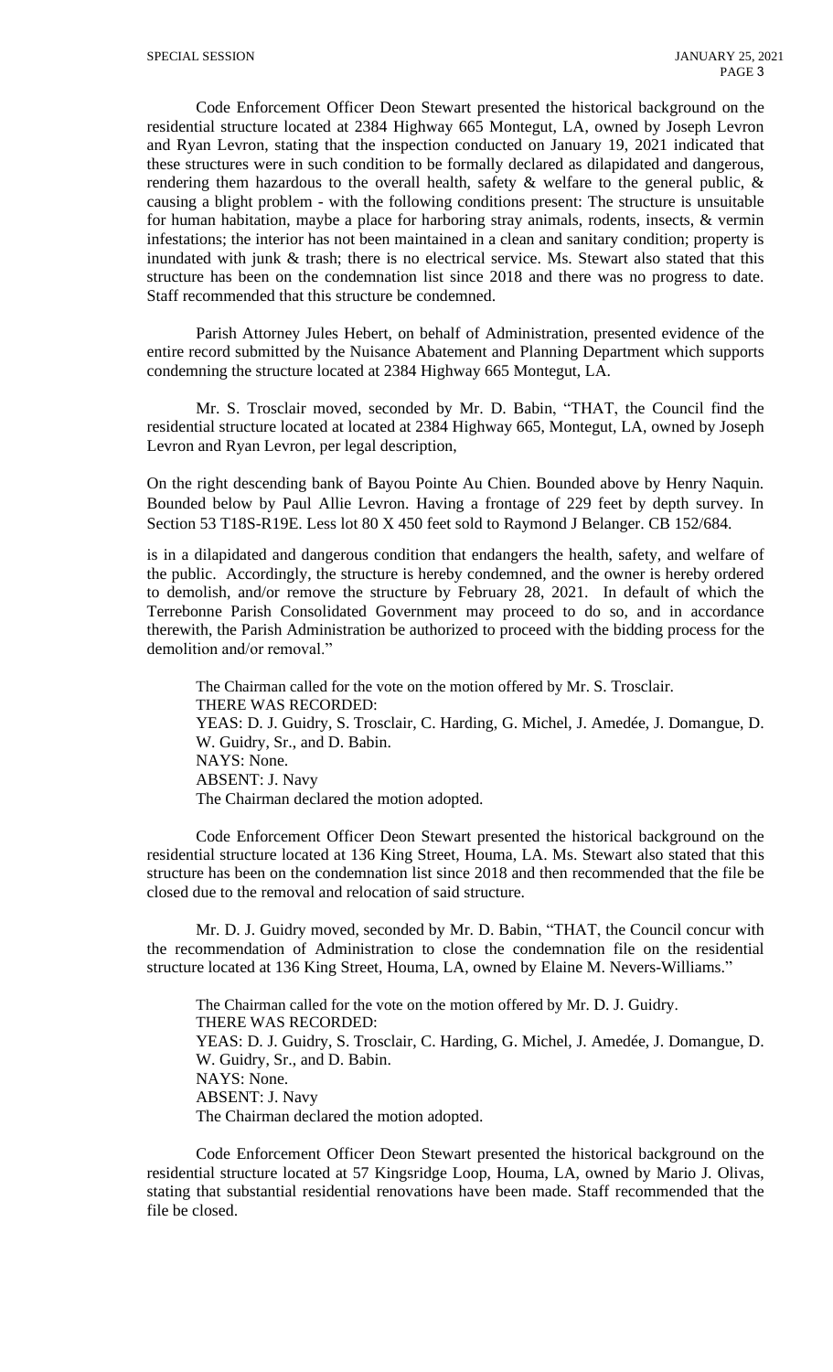Code Enforcement Officer Deon Stewart presented the historical background on the residential structure located at 2384 Highway 665 Montegut, LA, owned by Joseph Levron and Ryan Levron, stating that the inspection conducted on January 19, 2021 indicated that these structures were in such condition to be formally declared as dilapidated and dangerous, rendering them hazardous to the overall health, safety & welfare to the general public, & causing a blight problem - with the following conditions present: The structure is unsuitable for human habitation, maybe a place for harboring stray animals, rodents, insects, & vermin infestations; the interior has not been maintained in a clean and sanitary condition; property is inundated with junk & trash; there is no electrical service. Ms. Stewart also stated that this structure has been on the condemnation list since 2018 and there was no progress to date. Staff recommended that this structure be condemned.

Parish Attorney Jules Hebert, on behalf of Administration, presented evidence of the entire record submitted by the Nuisance Abatement and Planning Department which supports condemning the structure located at 2384 Highway 665 Montegut, LA.

Mr. S. Trosclair moved, seconded by Mr. D. Babin, "THAT, the Council find the residential structure located at located at 2384 Highway 665, Montegut, LA, owned by Joseph Levron and Ryan Levron, per legal description,

On the right descending bank of Bayou Pointe Au Chien. Bounded above by Henry Naquin. Bounded below by Paul Allie Levron. Having a frontage of 229 feet by depth survey. In Section 53 T18S-R19E. Less lot 80 X 450 feet sold to Raymond J Belanger. CB 152/684.

is in a dilapidated and dangerous condition that endangers the health, safety, and welfare of the public. Accordingly, the structure is hereby condemned, and the owner is hereby ordered to demolish, and/or remove the structure by February 28, 2021. In default of which the Terrebonne Parish Consolidated Government may proceed to do so, and in accordance therewith, the Parish Administration be authorized to proceed with the bidding process for the demolition and/or removal."

The Chairman called for the vote on the motion offered by Mr. S. Trosclair.
THERE WAS RECORDED:
YEAS: D. J. Guidry, S. Trosclair, C. Harding, G. Michel, J. Amedée, J. Domangue, D. W. Guidry, Sr., and D. Babin.
NAYS: None.
ABSENT: J. Navy
The Chairman declared the motion adopted.

Code Enforcement Officer Deon Stewart presented the historical background on the residential structure located at 136 King Street, Houma, LA. Ms. Stewart also stated that this structure has been on the condemnation list since 2018 and then recommended that the file be closed due to the removal and relocation of said structure.

Mr. D. J. Guidry moved, seconded by Mr. D. Babin, "THAT, the Council concur with the recommendation of Administration to close the condemnation file on the residential structure located at 136 King Street, Houma, LA, owned by Elaine M. Nevers-Williams."

The Chairman called for the vote on the motion offered by Mr. D. J. Guidry.
THERE WAS RECORDED:
YEAS: D. J. Guidry, S. Trosclair, C. Harding, G. Michel, J. Amedée, J. Domangue, D. W. Guidry, Sr., and D. Babin.
NAYS: None.
ABSENT: J. Navy
The Chairman declared the motion adopted.

Code Enforcement Officer Deon Stewart presented the historical background on the residential structure located at 57 Kingsridge Loop, Houma, LA, owned by Mario J. Olivas, stating that substantial residential renovations have been made. Staff recommended that the file be closed.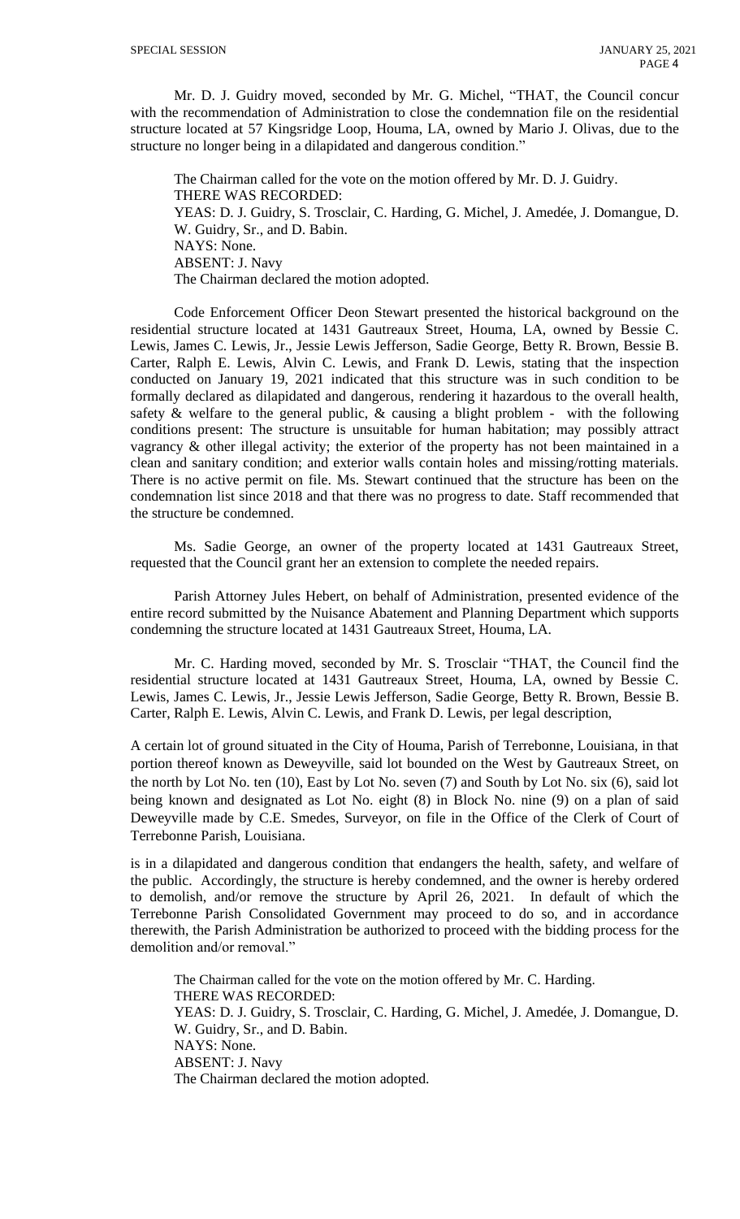Mr. D. J. Guidry moved, seconded by Mr. G. Michel, "THAT, the Council concur with the recommendation of Administration to close the condemnation file on the residential structure located at 57 Kingsridge Loop, Houma, LA, owned by Mario J. Olivas, due to the structure no longer being in a dilapidated and dangerous condition."

The Chairman called for the vote on the motion offered by Mr. D. J. Guidry.
THERE WAS RECORDED:
YEAS: D. J. Guidry, S. Trosclair, C. Harding, G. Michel, J. Amedée, J. Domangue, D. W. Guidry, Sr., and D. Babin.
NAYS: None.
ABSENT: J. Navy
The Chairman declared the motion adopted.

Code Enforcement Officer Deon Stewart presented the historical background on the residential structure located at 1431 Gautreaux Street, Houma, LA, owned by Bessie C. Lewis, James C. Lewis, Jr., Jessie Lewis Jefferson, Sadie George, Betty R. Brown, Bessie B. Carter, Ralph E. Lewis, Alvin C. Lewis, and Frank D. Lewis, stating that the inspection conducted on January 19, 2021 indicated that this structure was in such condition to be formally declared as dilapidated and dangerous, rendering it hazardous to the overall health, safety & welfare to the general public, & causing a blight problem - with the following conditions present: The structure is unsuitable for human habitation; may possibly attract vagrancy & other illegal activity; the exterior of the property has not been maintained in a clean and sanitary condition; and exterior walls contain holes and missing/rotting materials. There is no active permit on file. Ms. Stewart continued that the structure has been on the condemnation list since 2018 and that there was no progress to date. Staff recommended that the structure be condemned.

Ms. Sadie George, an owner of the property located at 1431 Gautreaux Street, requested that the Council grant her an extension to complete the needed repairs.

Parish Attorney Jules Hebert, on behalf of Administration, presented evidence of the entire record submitted by the Nuisance Abatement and Planning Department which supports condemning the structure located at 1431 Gautreaux Street, Houma, LA.

Mr. C. Harding moved, seconded by Mr. S. Trosclair "THAT, the Council find the residential structure located at 1431 Gautreaux Street, Houma, LA, owned by Bessie C. Lewis, James C. Lewis, Jr., Jessie Lewis Jefferson, Sadie George, Betty R. Brown, Bessie B. Carter, Ralph E. Lewis, Alvin C. Lewis, and Frank D. Lewis, per legal description,

A certain lot of ground situated in the City of Houma, Parish of Terrebonne, Louisiana, in that portion thereof known as Deweyville, said lot bounded on the West by Gautreaux Street, on the north by Lot No. ten (10), East by Lot No. seven (7) and South by Lot No. six (6), said lot being known and designated as Lot No. eight (8) in Block No. nine (9) on a plan of said Deweyville made by C.E. Smedes, Surveyor, on file in the Office of the Clerk of Court of Terrebonne Parish, Louisiana.

is in a dilapidated and dangerous condition that endangers the health, safety, and welfare of the public. Accordingly, the structure is hereby condemned, and the owner is hereby ordered to demolish, and/or remove the structure by April 26, 2021. In default of which the Terrebonne Parish Consolidated Government may proceed to do so, and in accordance therewith, the Parish Administration be authorized to proceed with the bidding process for the demolition and/or removal."

The Chairman called for the vote on the motion offered by Mr. C. Harding.
THERE WAS RECORDED:
YEAS: D. J. Guidry, S. Trosclair, C. Harding, G. Michel, J. Amedée, J. Domangue, D. W. Guidry, Sr., and D. Babin.
NAYS: None.
ABSENT: J. Navy
The Chairman declared the motion adopted.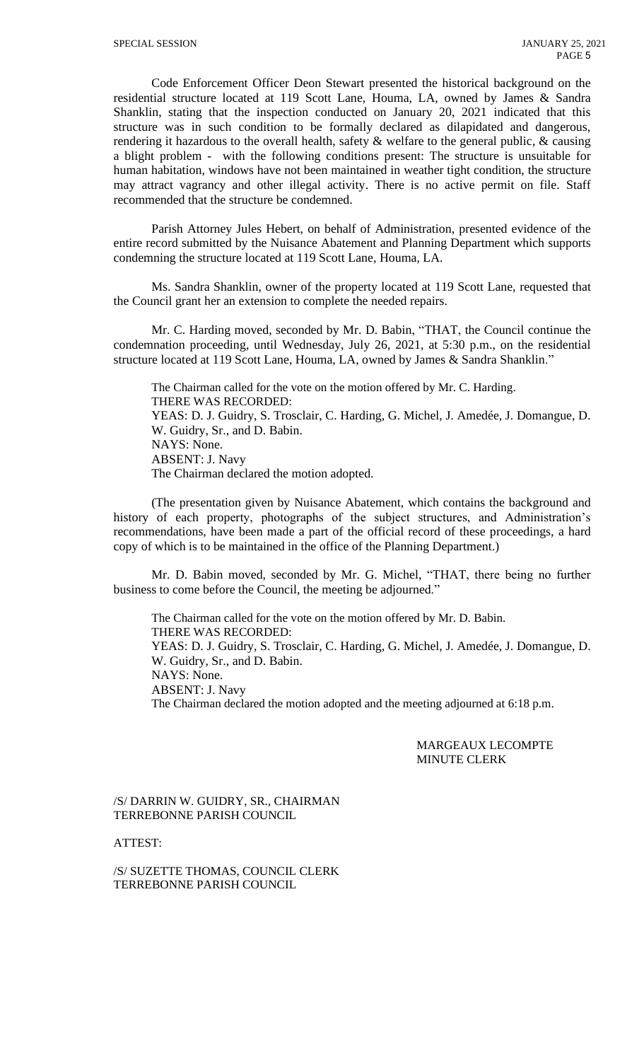Code Enforcement Officer Deon Stewart presented the historical background on the residential structure located at 119 Scott Lane, Houma, LA, owned by James & Sandra Shanklin, stating that the inspection conducted on January 20, 2021 indicated that this structure was in such condition to be formally declared as dilapidated and dangerous, rendering it hazardous to the overall health, safety & welfare to the general public, & causing a blight problem - with the following conditions present: The structure is unsuitable for human habitation, windows have not been maintained in weather tight condition, the structure may attract vagrancy and other illegal activity. There is no active permit on file. Staff recommended that the structure be condemned.

Parish Attorney Jules Hebert, on behalf of Administration, presented evidence of the entire record submitted by the Nuisance Abatement and Planning Department which supports condemning the structure located at 119 Scott Lane, Houma, LA.

Ms. Sandra Shanklin, owner of the property located at 119 Scott Lane, requested that the Council grant her an extension to complete the needed repairs.

Mr. C. Harding moved, seconded by Mr. D. Babin, "THAT, the Council continue the condemnation proceeding, until Wednesday, July 26, 2021, at 5:30 p.m., on the residential structure located at 119 Scott Lane, Houma, LA, owned by James & Sandra Shanklin."

The Chairman called for the vote on the motion offered by Mr. C. Harding.
THERE WAS RECORDED:
YEAS: D. J. Guidry, S. Trosclair, C. Harding, G. Michel, J. Amedée, J. Domangue, D. W. Guidry, Sr., and D. Babin.
NAYS: None.
ABSENT: J. Navy
The Chairman declared the motion adopted.

(The presentation given by Nuisance Abatement, which contains the background and history of each property, photographs of the subject structures, and Administration's recommendations, have been made a part of the official record of these proceedings, a hard copy of which is to be maintained in the office of the Planning Department.)

Mr. D. Babin moved, seconded by Mr. G. Michel, "THAT, there being no further business to come before the Council, the meeting be adjourned."

The Chairman called for the vote on the motion offered by Mr. D. Babin.
THERE WAS RECORDED:
YEAS: D. J. Guidry, S. Trosclair, C. Harding, G. Michel, J. Amedée, J. Domangue, D. W. Guidry, Sr., and D. Babin.
NAYS: None.
ABSENT: J. Navy
The Chairman declared the motion adopted and the meeting adjourned at 6:18 p.m.

MARGEAUX LECOMPTE
MINUTE CLERK

/S/ DARRIN W. GUIDRY, SR., CHAIRMAN
TERREBONNE PARISH COUNCIL

ATTEST:

/S/ SUZETTE THOMAS, COUNCIL CLERK
TERREBONNE PARISH COUNCIL